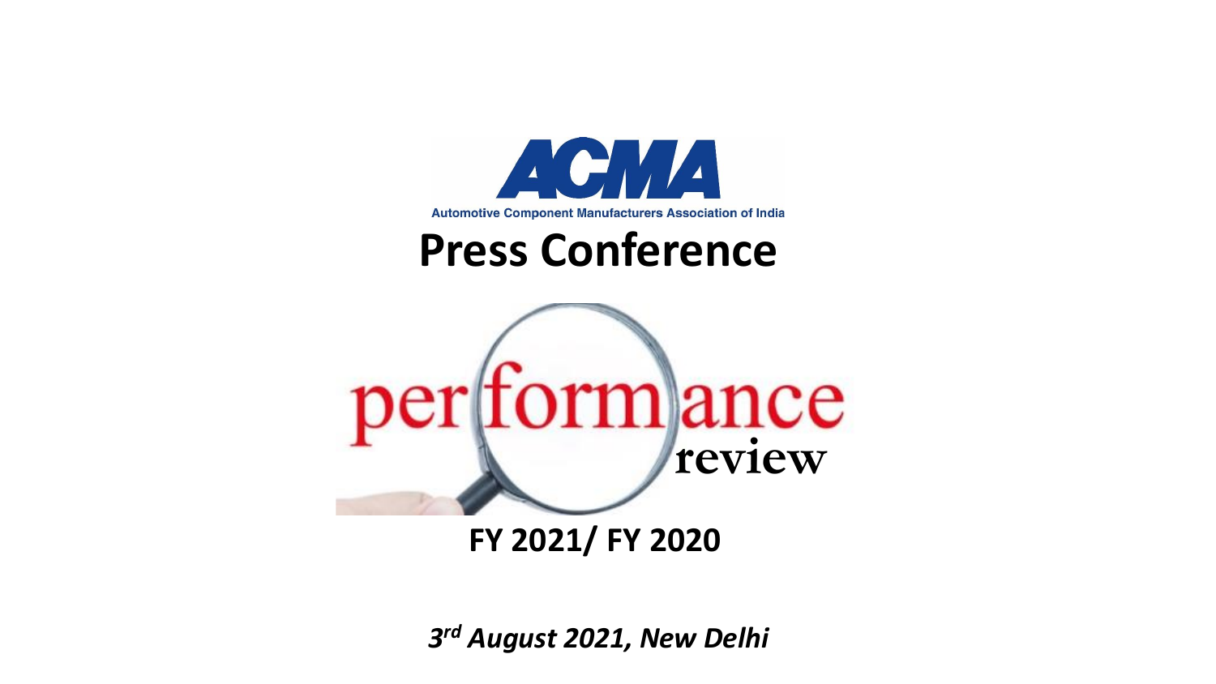# ACMA

Automotive Component Manufacturers Association of India

# Press Conference

performance review

## FY 2021/ FY 2020

*3rd August 2021, New Delhi*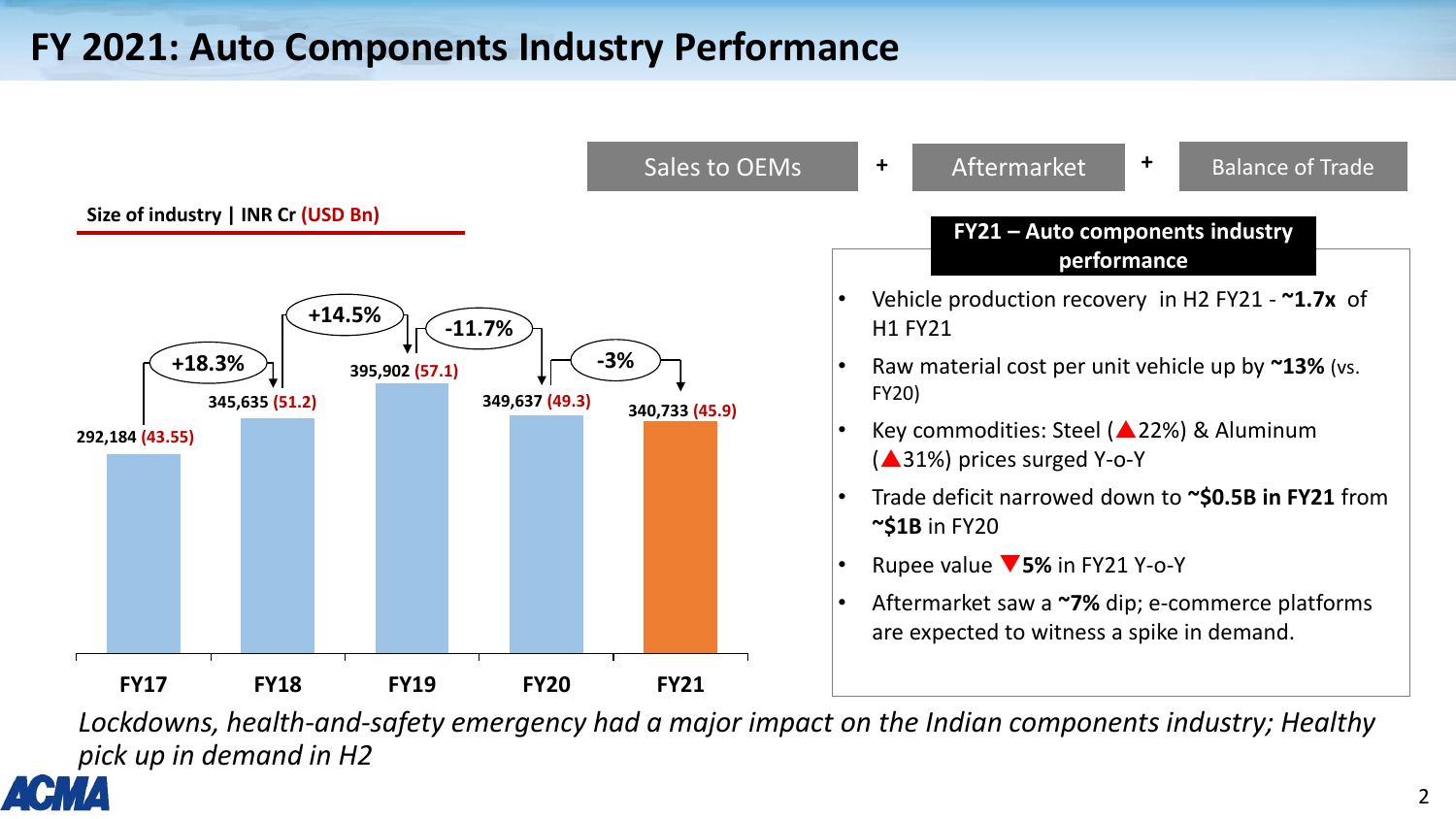# FY 2021: Auto Components Industry Performance

Sales to OEMs + Aftermarket + Balance of Trade

**Size of industry | INR Cr (USD Bn)**

| Year | INR Cr | USD Bn | Growth |
|---|---|---|---|
| FY17 | 292,184 | 43.55 | |
| FY18 | 345,635 | 51.2 | +18.3% |
| FY19 | 395,902 | 57.1 | +14.5% |
| FY20 | 349,637 | 49.3 | -11.7% |
| FY21 | 340,733 | 45.9 | -3% |

**FY21 – Auto components industry performance**

- Vehicle production recovery in H2 FY21 - **~1.7x** of H1 FY21
- Raw material cost per unit vehicle up by **~13%** (vs. FY20)
- Key commodities: Steel (▲22%) & Aluminum (▲31%) prices surged Y-o-Y
- Trade deficit narrowed down to **~$0.5B in FY21** from **~$1B** in FY20
- Rupee value ▼**5%** in FY21 Y-o-Y
- Aftermarket saw a **~7%** dip; e-commerce platforms are expected to witness a spike in demand.

*Lockdowns, health-and-safety emergency had a major impact on the Indian components industry; Healthy pick up in demand in H2*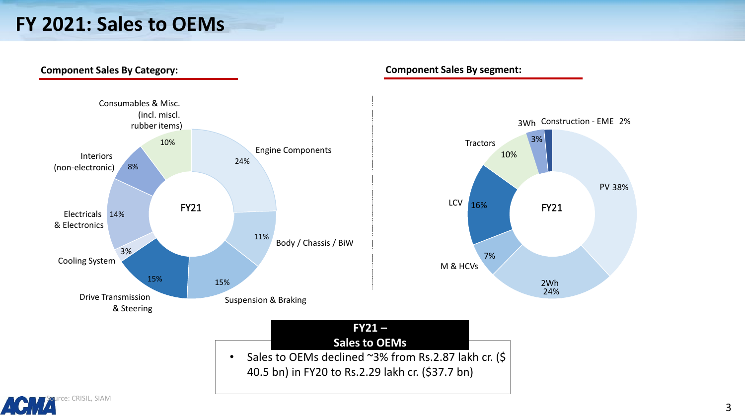# FY 2021: Sales to OEMs

**Component Sales By Category:**

| Category | FY21 Share |
|---|---|
| Engine Components | 24% |
| Body / Chassis / BiW | 11% |
| Suspension & Braking | 15% |
| Drive Transmission & Steering | 15% |
| Cooling System | 3% |
| Electricals & Electronics | 14% |
| Interiors (non-electronic) | 8% |
| Consumables & Misc. (incl. miscl. rubber items) | 10% |

**Component Sales By segment:**

| Segment | FY21 Share |
|---|---|
| PV | 38% |
| 2Wh | 24% |
| M & HCVs | 7% |
| LCV | 16% |
| Tractors | 10% |
| 3Wh | 3% |
| Construction - EME | 2% |

**FY21 – Sales to OEMs**

- Sales to OEMs declined ~3% from Rs.2.87 lakh cr. ($ 40.5 bn) in FY20 to Rs.2.29 lakh cr. ($37.7 bn)

Source: CRISIL, SIAM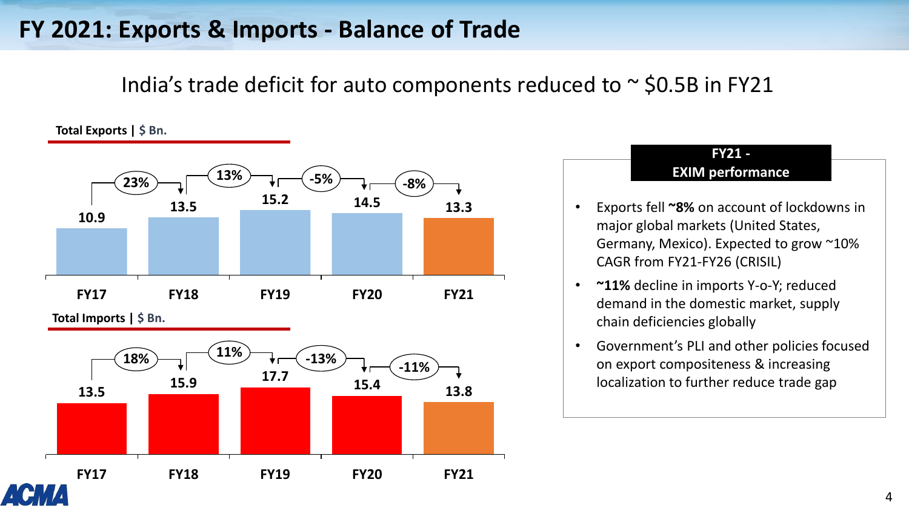# FY 2021: Exports & Imports - Balance of Trade

India's trade deficit for auto components reduced to ~ $0.5B in FY21

**Total Exports | $ Bn.**

| | FY17 | FY18 | FY19 | FY20 | FY21 |
|---|---|---|---|---|---|
| Total Exports ($ Bn.) | 10.9 | 13.5 | 15.2 | 14.5 | 13.3 |
| Y-o-Y change | | 23% | 13% | -5% | -8% |

**Total Imports | $ Bn.**

| | FY17 | FY18 | FY19 | FY20 | FY21 |
|---|---|---|---|---|---|
| Total Imports ($ Bn.) | 13.5 | 15.9 | 17.7 | 15.4 | 13.8 |
| Y-o-Y change | | 18% | 11% | -13% | -11% |

**FY21 - EXIM performance**

- Exports fell **~8%** on account of lockdowns in major global markets (United States, Germany, Mexico). Expected to grow ~10% CAGR from FY21-FY26 (CRISIL)
- **~11%** decline in imports Y-o-Y; reduced demand in the domestic market, supply chain deficiencies globally
- Government's PLI and other policies focused on export compositeness & increasing localization to further reduce trade gap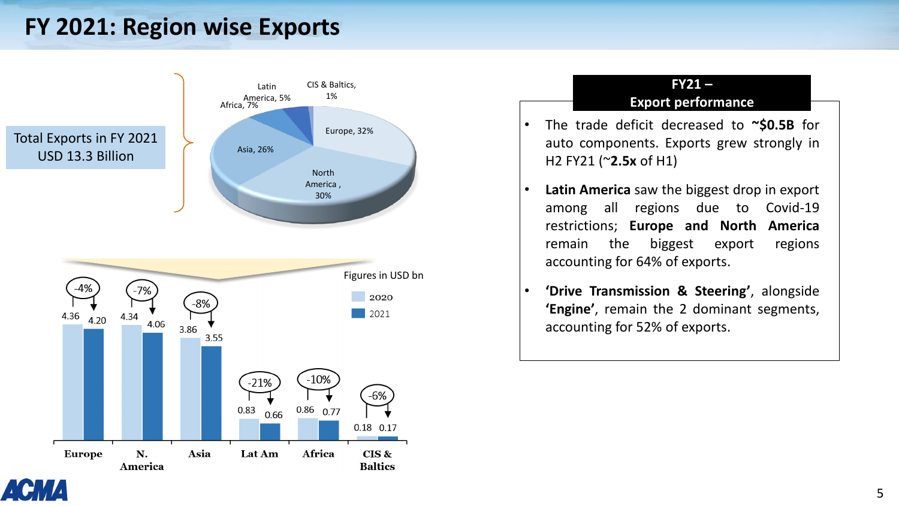# FY 2021: Region wise Exports

Total Exports in FY 2021 USD 13.3 Billion

| Region | Share |
|---|---|
| Europe | 32% |
| North America | 30% |
| Asia | 26% |
| Africa | 7% |
| Latin America | 5% |
| CIS & Baltics | 1% |

Figures in USD bn

| Region | 2020 | 2021 | Change |
|---|---|---|---|
| Europe | 4.36 | 4.20 | -4% |
| N. America | 4.34 | 4.06 | -7% |
| Asia | 3.86 | 3.55 | -8% |
| Lat Am | 0.83 | 0.66 | -21% |
| Africa | 0.86 | 0.77 | -10% |
| CIS & Baltics | 0.18 | 0.17 | -6% |

**FY21 – Export performance**

- The trade deficit decreased to **~$0.5B** for auto components. Exports grew strongly in H2 FY21 (~**2.5x** of H1)
- **Latin America** saw the biggest drop in export among all regions due to Covid-19 restrictions; **Europe and North America** remain the biggest export regions accounting for 64% of exports.
- **'Drive Transmission & Steering'**, alongside **'Engine'**, remain the 2 dominant segments, accounting for 52% of exports.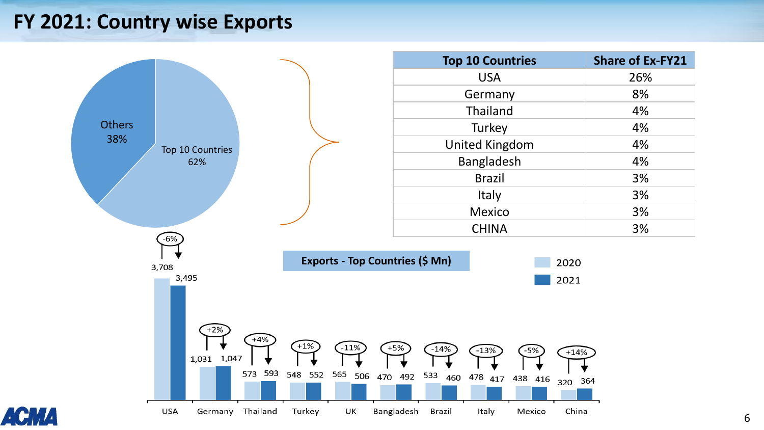# FY 2021: Country wise Exports

Others 38%

Top 10 Countries 62%

| Top 10 Countries | Share of Ex-FY21 |
|---|---|
| USA | 26% |
| Germany | 8% |
| Thailand | 4% |
| Turkey | 4% |
| United Kingdom | 4% |
| Bangladesh | 4% |
| Brazil | 3% |
| Italy | 3% |
| Mexico | 3% |
| CHINA | 3% |

**Exports - Top Countries ($ Mn)**

| Country | 2020 | 2021 | Change |
|---|---|---|---|
| USA | 3,708 | 3,495 | -6% |
| Germany | 1,031 | 1,047 | +2% |
| Thailand | 573 | 593 | +4% |
| Turkey | 548 | 552 | +1% |
| UK | 565 | 506 | -11% |
| Bangladesh | 470 | 492 | +5% |
| Brazil | 533 | 460 | -14% |
| Italy | 478 | 417 | -13% |
| Mexico | 438 | 416 | -5% |
| China | 320 | 364 | +14% |

ACMA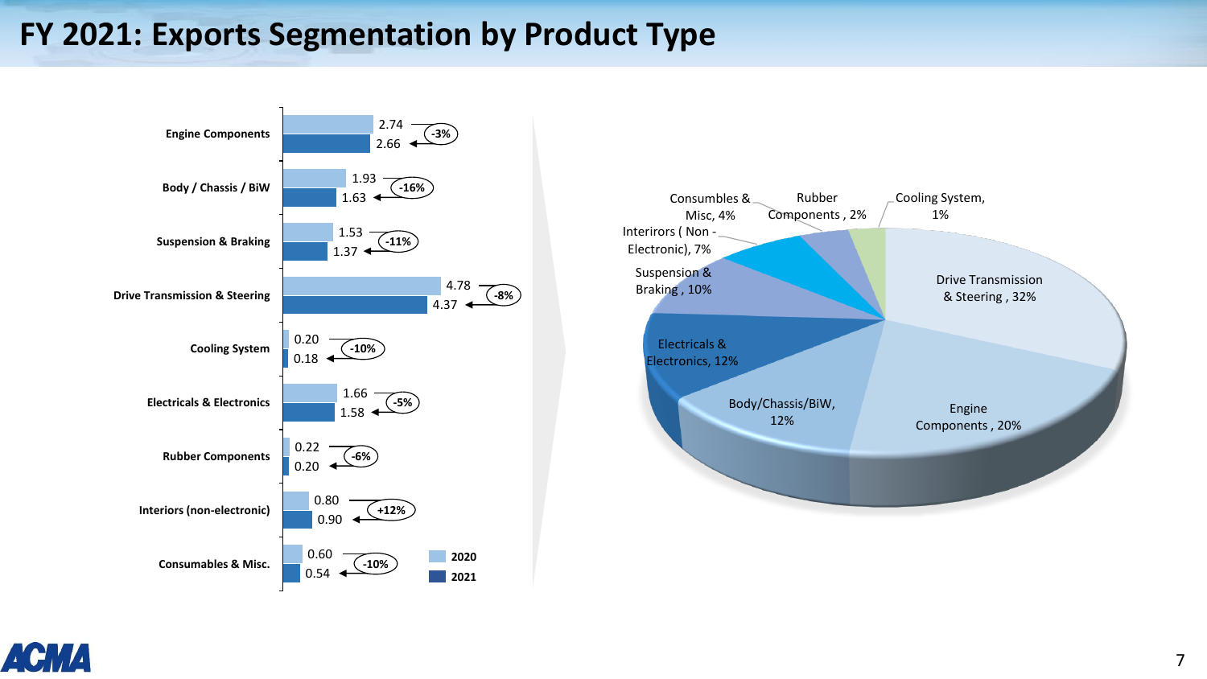# FY 2021: Exports Segmentation by Product Type

| Product Type | 2020 | 2021 | Change |
|---|---|---|---|
| Engine Components | 2.74 | 2.66 | -3% |
| Body / Chassis / BiW | 1.93 | 1.63 | -16% |
| Suspension & Braking | 1.53 | 1.37 | -11% |
| Drive Transmission & Steering | 4.78 | 4.37 | -8% |
| Cooling System | 0.20 | 0.18 | -10% |
| Electricals & Electronics | 1.66 | 1.58 | -5% |
| Rubber Components | 0.22 | 0.20 | -6% |
| Interiors (non-electronic) | 0.80 | 0.90 | +12% |
| Consumables & Misc. | 0.60 | 0.54 | -10% |

| Segment | Share |
|---|---|
| Drive Transmission & Steering | 32% |
| Engine Components | 20% |
| Body/Chassis/BiW | 12% |
| Electricals & Electronics | 12% |
| Suspension & Braking | 10% |
| Interirors ( Non - Electronic) | 7% |
| Consumbles & Misc | 4% |
| Rubber Components | 2% |
| Cooling System | 1% |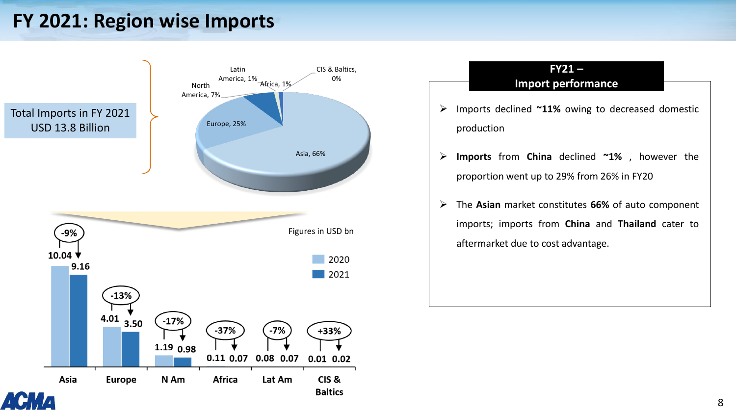# FY 2021: Region wise Imports

Total Imports in FY 2021
USD 13.8 Billion

| Region | Share |
|---|---|
| Asia | 66% |
| Europe | 25% |
| North America | 7% |
| Latin America | 1% |
| Africa | 1% |
| CIS & Baltics | 0% |

Figures in USD bn

| Region | 2020 | 2021 | Change |
|---|---|---|---|
| Asia | 10.04 | 9.16 | -9% |
| Europe | 4.01 | 3.50 | -13% |
| N Am | 1.19 | 0.98 | -17% |
| Africa | 0.11 | 0.07 | -37% |
| Lat Am | 0.08 | 0.07 | -7% |
| CIS & Baltics | 0.01 | 0.02 | +33% |

## FY21 – Import performance

- Imports declined **~11%** owing to decreased domestic production
- **Imports** from **China** declined **~1%** , however the proportion went up to 29% from 26% in FY20
- The **Asian** market constitutes **66%** of auto component imports; imports from **China** and **Thailand** cater to aftermarket due to cost advantage.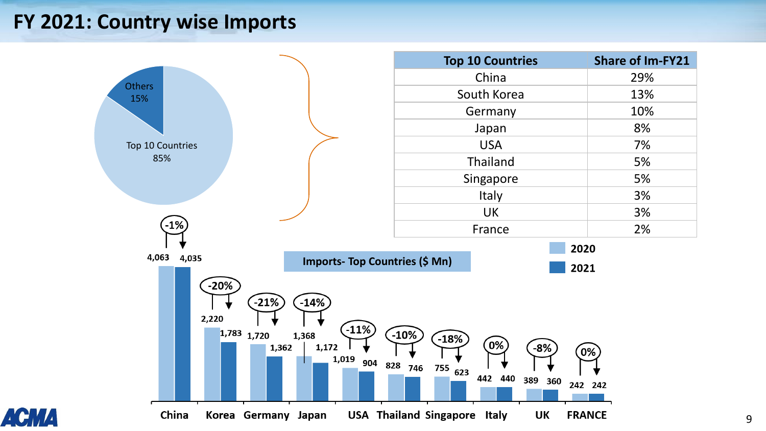# FY 2021: Country wise Imports

Others 15%

Top 10 Countries 85%

| Top 10 Countries | Share of Im-FY21 |
|---|---|
| China | 29% |
| South Korea | 13% |
| Germany | 10% |
| Japan | 8% |
| USA | 7% |
| Thailand | 5% |
| Singapore | 5% |
| Italy | 3% |
| UK | 3% |
| France | 2% |

**Imports- Top Countries ($ Mn)**

| Country | 2020 | 2021 | Change |
|---|---|---|---|
| China | 4,063 | 4,035 | -1% |
| Korea | 2,220 | 1,783 | -20% |
| Germany | 1,720 | 1,362 | -21% |
| Japan | 1,368 | 1,172 | -14% |
| USA | 1,019 | 904 | -11% |
| Thailand | 828 | 746 | -10% |
| Singapore | 755 | 623 | -18% |
| Italy | 442 | 440 | 0% |
| UK | 389 | 360 | -8% |
| FRANCE | 242 | 242 | 0% |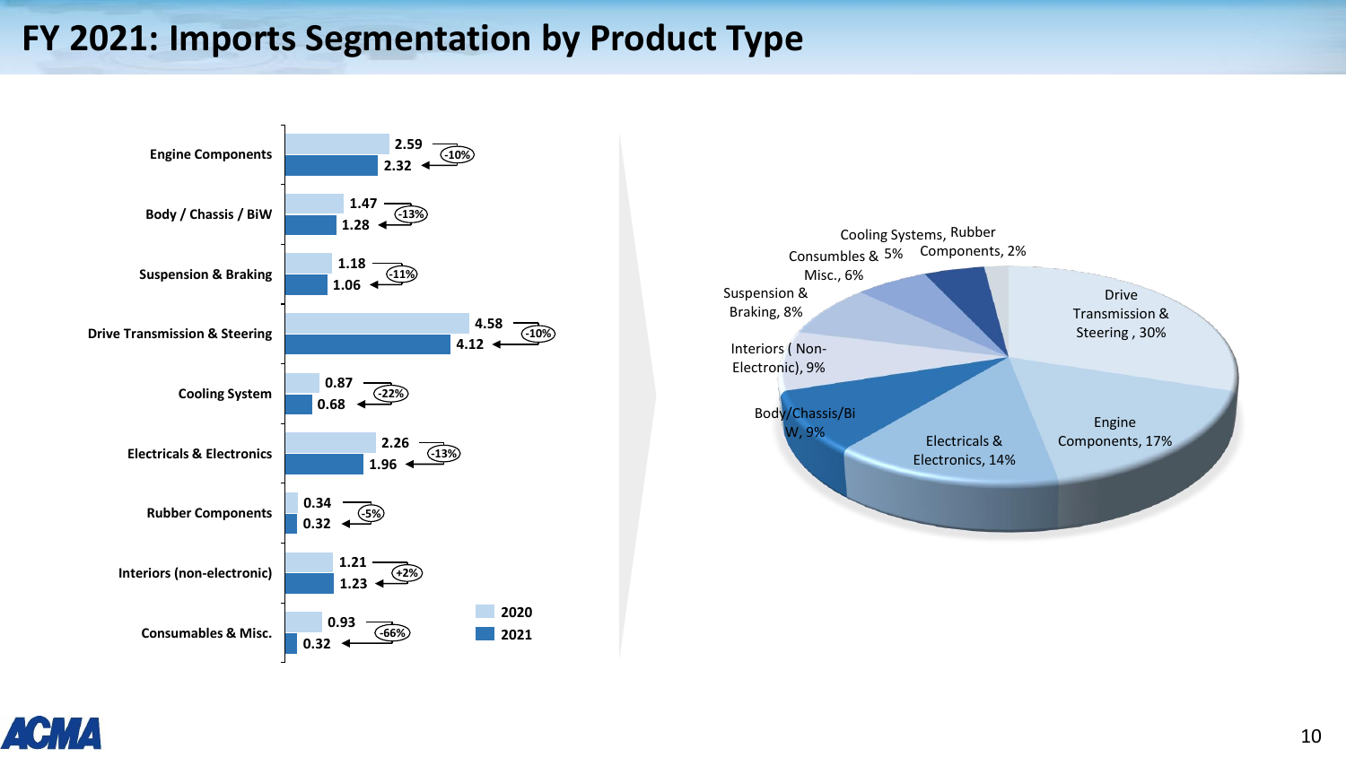# FY 2021: Imports Segmentation by Product Type

| Product Type | 2020 | 2021 | Change |
|---|---|---|---|
| Engine Components | 2.59 | 2.32 | -10% |
| Body / Chassis / BiW | 1.47 | 1.28 | -13% |
| Suspension & Braking | 1.18 | 1.06 | -11% |
| Drive Transmission & Steering | 4.58 | 4.12 | -10% |
| Cooling System | 0.87 | 0.68 | -22% |
| Electricals & Electronics | 2.26 | 1.96 | -13% |
| Rubber Components | 0.34 | 0.32 | -5% |
| Interiors (non-electronic) | 1.21 | 1.23 | +2% |
| Consumables & Misc. | 0.93 | 0.32 | -66% |

| Segment | Share |
|---|---|
| Drive Transmission & Steering | 30% |
| Engine Components | 17% |
| Electricals & Electronics | 14% |
| Body/Chassis/BiW | 9% |
| Interiors ( Non-Electronic) | 9% |
| Suspension & Braking | 8% |
| Consumbles & Misc. | 6% |
| Cooling Systems | 5% |
| Rubber Components | 2% |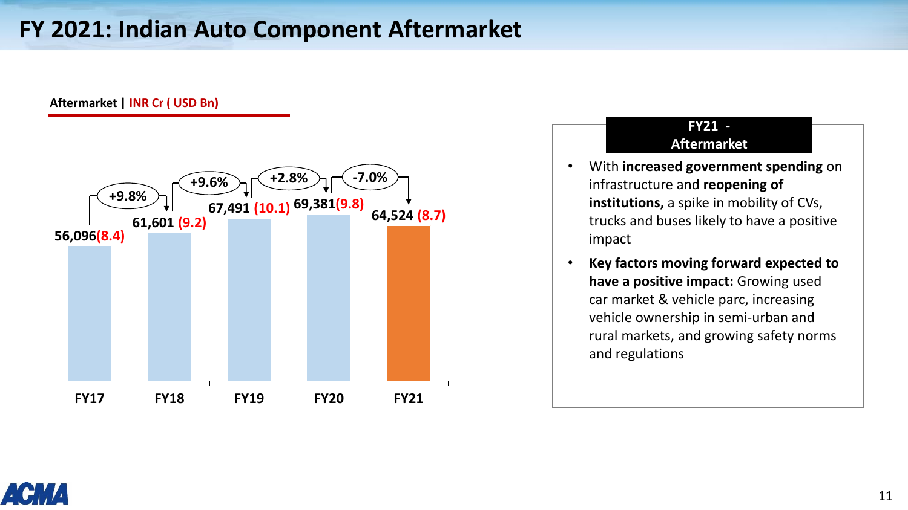# FY 2021: Indian Auto Component Aftermarket

**Aftermarket | INR Cr ( USD Bn)**

| | FY17 | FY18 | FY19 | FY20 | FY21 |
|---|---|---|---|---|---|
| INR Cr | 56,096 | 61,601 | 67,491 | 69,381 | 64,524 |
| USD Bn | 8.4 | 9.2 | 10.1 | 9.8 | 8.7 |
| Growth | | +9.8% | +9.6% | +2.8% | -7.0% |

**FY21 - Aftermarket**

- With **increased government spending** on infrastructure and **reopening of institutions,** a spike in mobility of CVs, trucks and buses likely to have a positive impact
- **Key factors moving forward expected to have a positive impact:** Growing used car market & vehicle parc, increasing vehicle ownership in semi-urban and rural markets, and growing safety norms and regulations

ACMA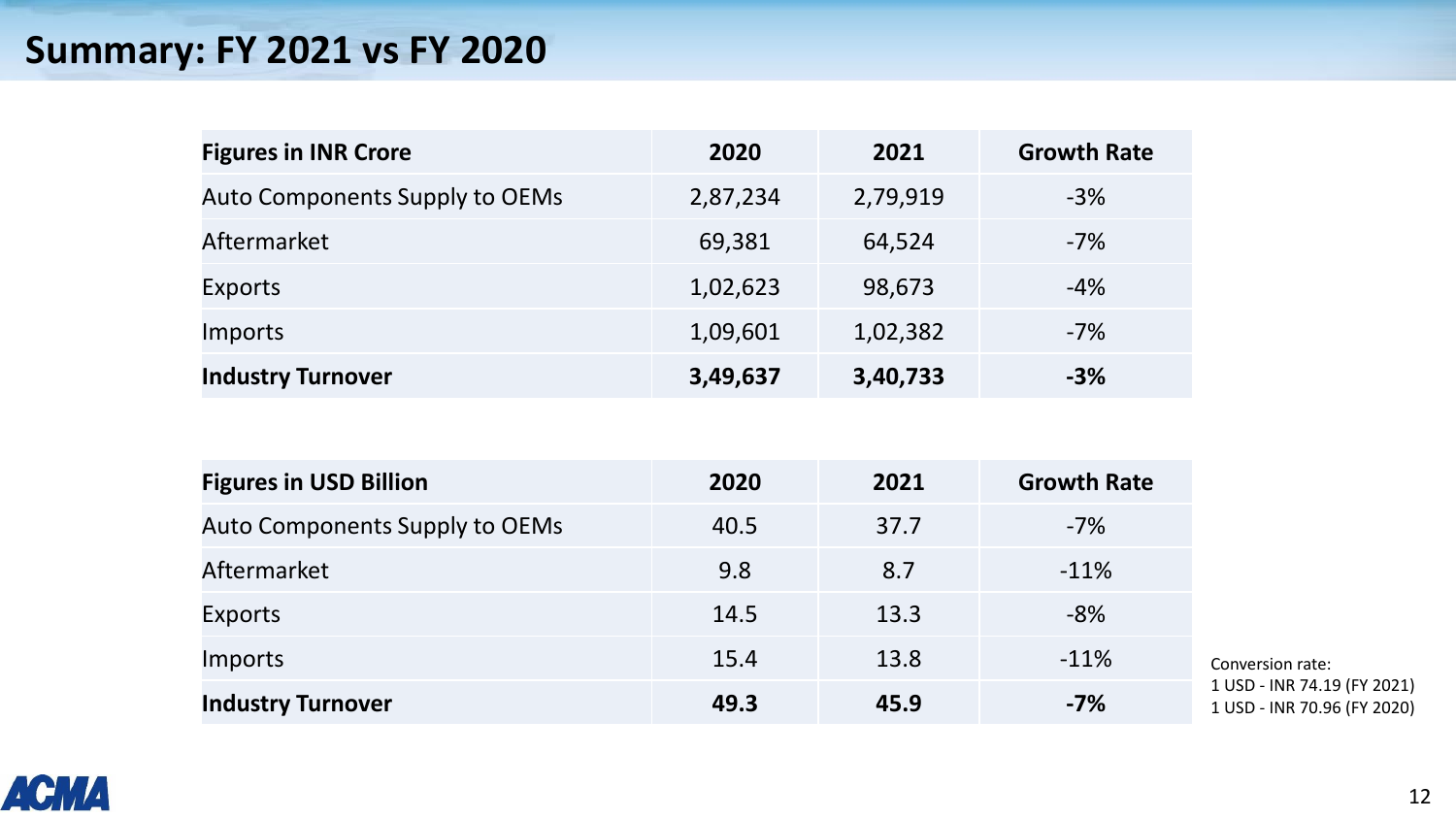# Summary: FY 2021 vs FY 2020

| **Figures in INR Crore** | **2020** | **2021** | **Growth Rate** |
|---|---|---|---|
| Auto Components Supply to OEMs | 2,87,234 | 2,79,919 | -3% |
| Aftermarket | 69,381 | 64,524 | -7% |
| Exports | 1,02,623 | 98,673 | -4% |
| Imports | 1,09,601 | 1,02,382 | -7% |
| **Industry Turnover** | **3,49,637** | **3,40,733** | **-3%** |

| **Figures in USD Billion** | **2020** | **2021** | **Growth Rate** |
|---|---|---|---|
| Auto Components Supply to OEMs | 40.5 | 37.7 | -7% |
| Aftermarket | 9.8 | 8.7 | -11% |
| Exports | 14.5 | 13.3 | -8% |
| Imports | 15.4 | 13.8 | -11% |
| **Industry Turnover** | **49.3** | **45.9** | **-7%** |

Conversion rate:
1 USD - INR 74.19 (FY 2021)
1 USD - INR 70.96 (FY 2020)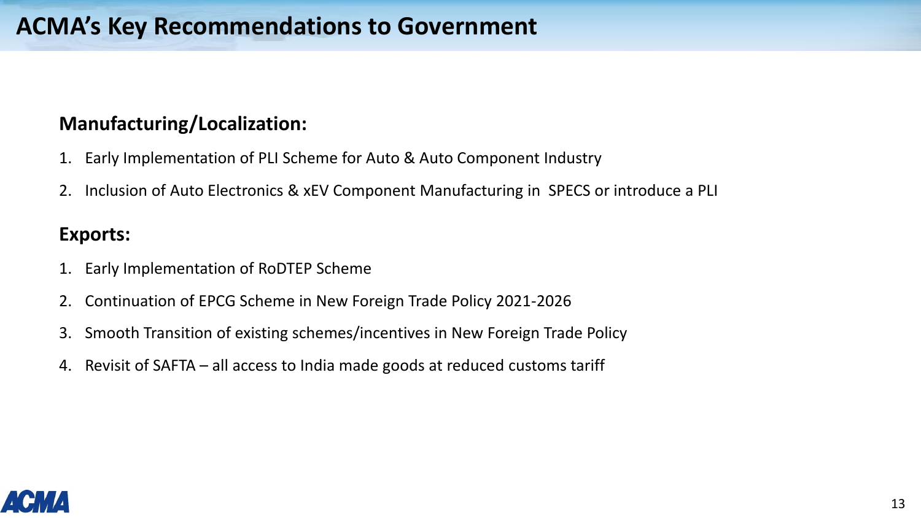# ACMA's Key Recommendations to Government

## Manufacturing/Localization:

1. Early Implementation of PLI Scheme for Auto & Auto Component Industry
2. Inclusion of Auto Electronics & xEV Component Manufacturing in SPECS or introduce a PLI

## Exports:

1. Early Implementation of RoDTEP Scheme
2. Continuation of EPCG Scheme in New Foreign Trade Policy 2021-2026
3. Smooth Transition of existing schemes/incentives in New Foreign Trade Policy
4. Revisit of SAFTA – all access to India made goods at reduced customs tariff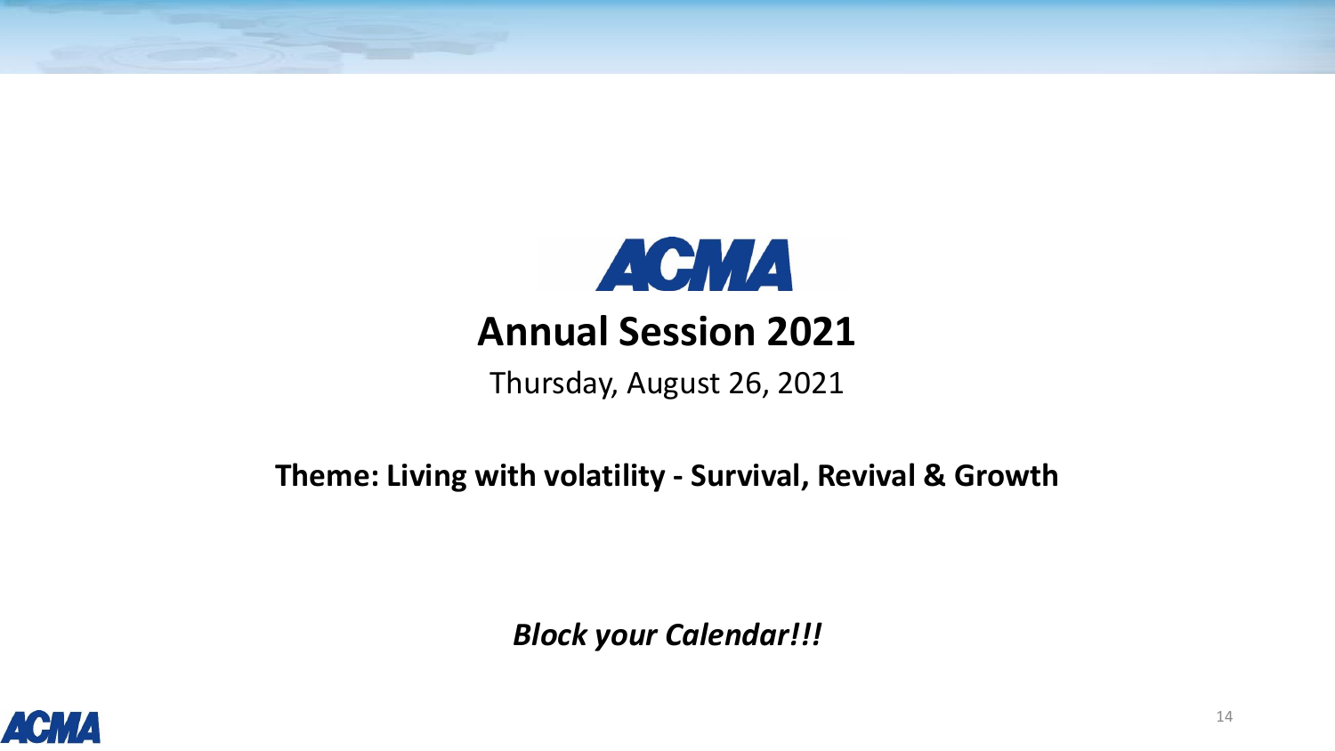ACMA

# Annual Session 2021

Thursday, August 26, 2021

**Theme: Living with volatility - Survival, Revival & Growth**

***Block your Calendar!!!***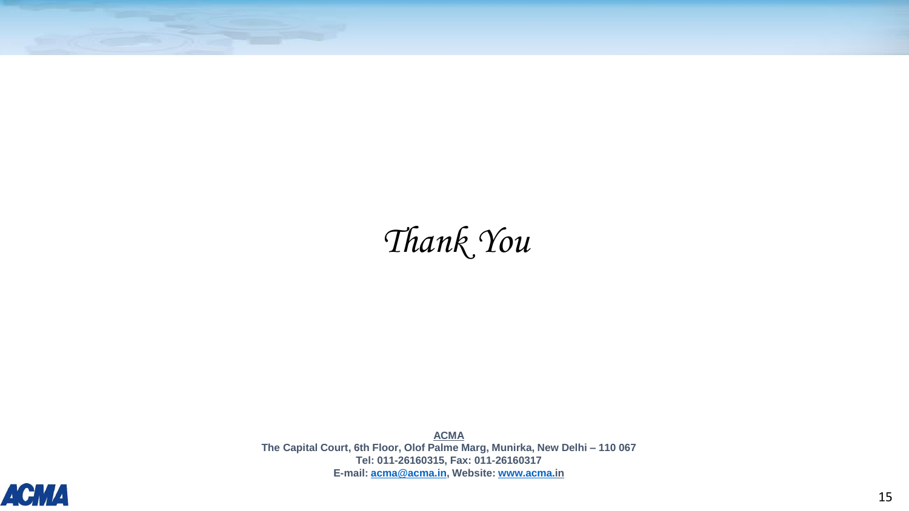*Thank You*

**ACMA**

**The Capital Court, 6th Floor, Olof Palme Marg, Munirka, New Delhi – 110 067**

**Tel: 011-26160315, Fax: 011-26160317**

**E-mail: acma@acma.in, Website: www.acma.in**